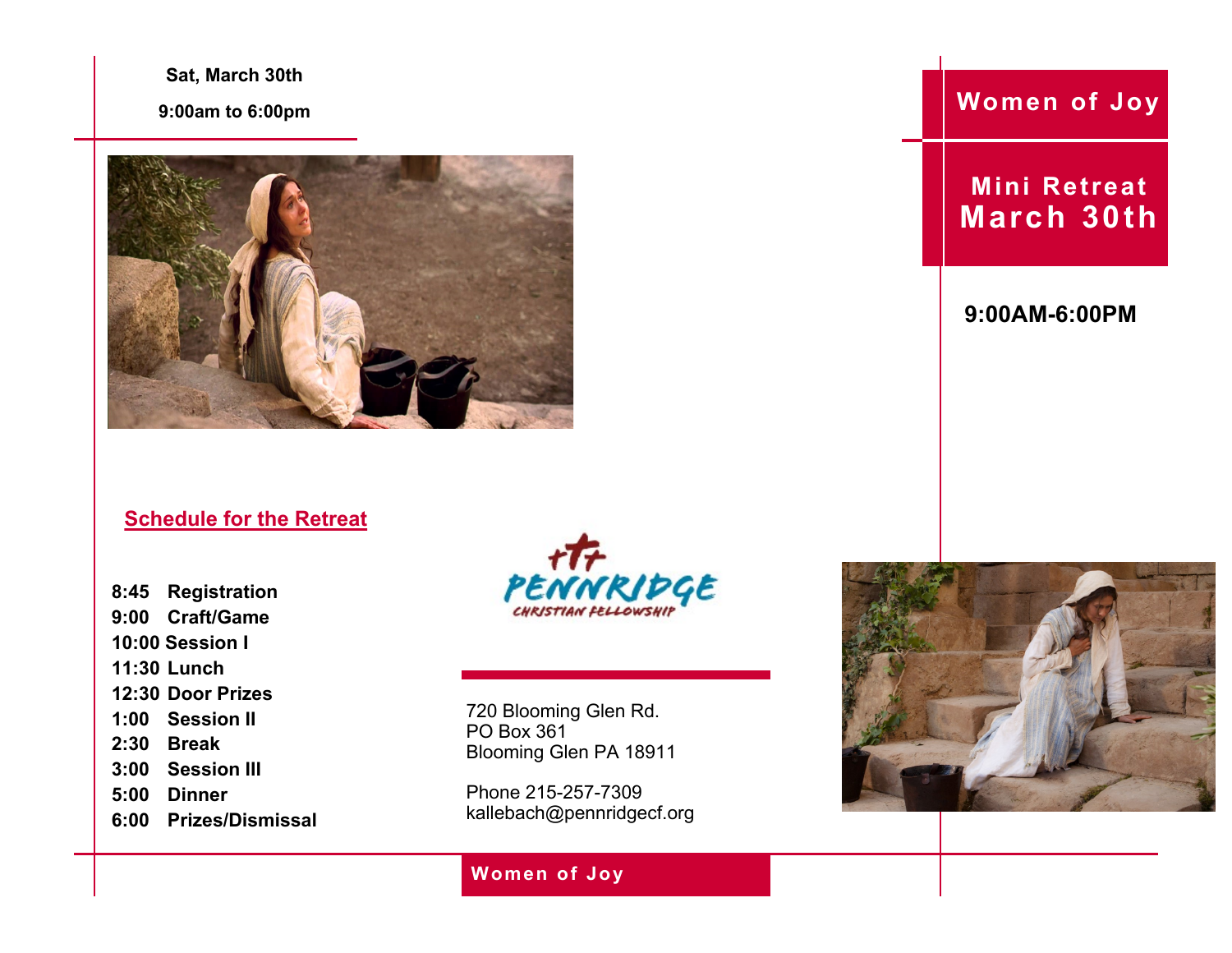**Sat, March 30th**

**9:00am to 6:00pm**

## Schedule for the Retreat

**8:45 Registration**
**9:00 Craft/Game**
**10:00 Session I**
**11:30 Lunch**
**12:30 Door Prizes**
**1:00 Session II**
**2:30 Break**
**3:00 Session III**
**5:00 Dinner**
**6:00 Prizes/Dismissal**

PENNRIDGE CHRISTIAN FELLOWSHIP

720 Blooming Glen Rd.
PO Box 361
Blooming Glen PA 18911

Phone 215-257-7309
kallebach@pennridgecf.org

**Women of Joy**

# Women of Joy

## Mini Retreat March 30th

**9:00AM-6:00PM**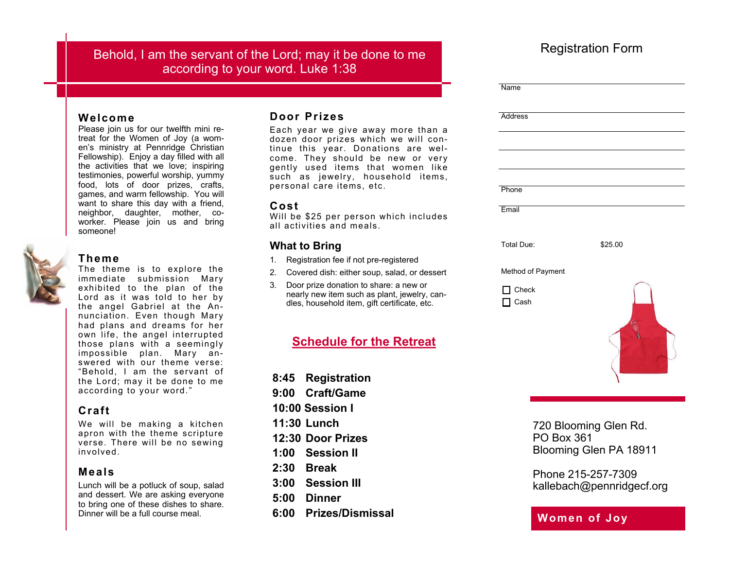Behold, I am the servant of the Lord; may it be done to me according to your word. Luke 1:38

## Welcome

Please join us for our twelfth mini retreat for the Women of Joy (a women's ministry at Pennridge Christian Fellowship). Enjoy a day filled with all the activities that we love; inspiring testimonies, powerful worship, yummy food, lots of door prizes, crafts, games, and warm fellowship. You will want to share this day with a friend, neighbor, daughter, mother, coworker. Please join us and bring someone!

## Theme

The theme is to explore the immediate submission Mary exhibited to the plan of the Lord as it was told to her by the angel Gabriel at the Annunciation. Even though Mary had plans and dreams for her own life, the angel interrupted those plans with a seemingly impossible plan. Mary answered with our theme verse: "Behold, I am the servant of the Lord; may it be done to me according to your word."

## Craft

We will be making a kitchen apron with the theme scripture verse. There will be no sewing involved.

## Meals

Lunch will be a potluck of soup, salad and dessert. We are asking everyone to bring one of these dishes to share. Dinner will be a full course meal.

## Door Prizes

Each year we give away more than a dozen door prizes which we will continue this year. Donations are welcome. They should be new or very gently used items that women like such as jewelry, household items, personal care items, etc.

## Cost

Will be $25 per person which includes all activities and meals.

## What to Bring

1. Registration fee if not pre-registered
2. Covered dish: either soup, salad, or dessert
3. Door prize donation to share: a new or nearly new item such as plant, jewelry, candles, household item, gift certificate, etc.

## Schedule for the Retreat

**8:45 Registration**
**9:00 Craft/Game**
**10:00 Session I**
**11:30 Lunch**
**12:30 Door Prizes**
**1:00 Session II**
**2:30 Break**
**3:00 Session III**
**5:00 Dinner**
**6:00 Prizes/Dismissal**

## Registration Form

Name

Address

Phone

Email

Total Due: $25.00

Method of Payment

☐ Check
☐ Cash

720 Blooming Glen Rd.
PO Box 361
Blooming Glen PA 18911

Phone 215-257-7309
kallebach@pennridgecf.org

**Women of Joy**